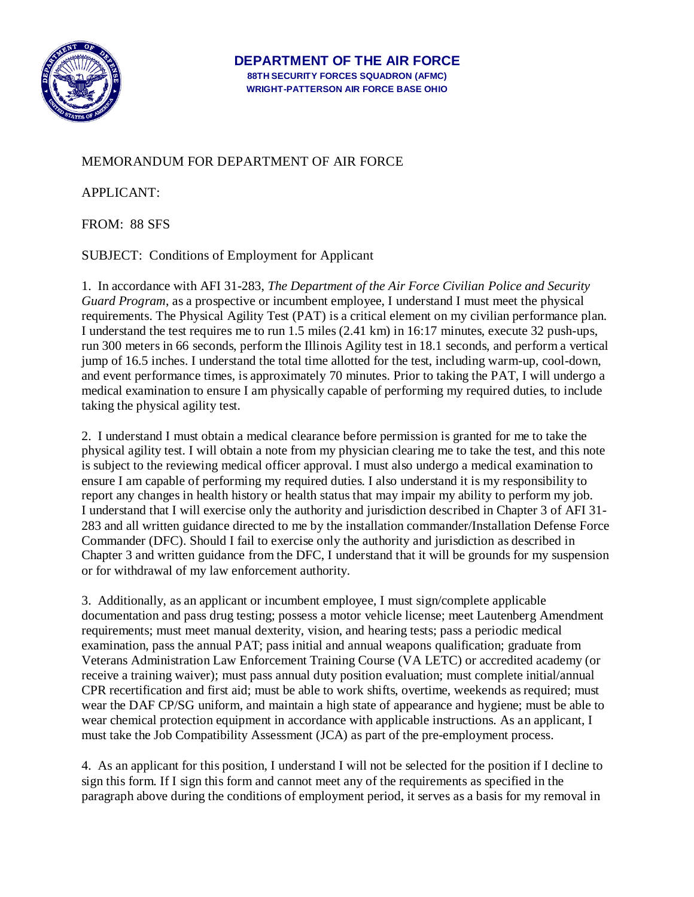**DEPARTMENT OF THE AIR FORCE**
**88TH SECURITY FORCES SQUADRON (AFMC)**
**WRIGHT-PATTERSON AIR FORCE BASE OHIO**

MEMORANDUM FOR DEPARTMENT OF AIR FORCE

APPLICANT:

FROM: 88 SFS

SUBJECT: Conditions of Employment for Applicant

1. In accordance with AFI 31-283, *The Department of the Air Force Civilian Police and Security Guard Program*, as a prospective or incumbent employee, I understand I must meet the physical requirements. The Physical Agility Test (PAT) is a critical element on my civilian performance plan. I understand the test requires me to run 1.5 miles (2.41 km) in 16:17 minutes, execute 32 push-ups, run 300 meters in 66 seconds, perform the Illinois Agility test in 18.1 seconds, and perform a vertical jump of 16.5 inches. I understand the total time allotted for the test, including warm-up, cool-down, and event performance times, is approximately 70 minutes. Prior to taking the PAT, I will undergo a medical examination to ensure I am physically capable of performing my required duties, to include taking the physical agility test.

2. I understand I must obtain a medical clearance before permission is granted for me to take the physical agility test. I will obtain a note from my physician clearing me to take the test, and this note is subject to the reviewing medical officer approval. I must also undergo a medical examination to ensure I am capable of performing my required duties. I also understand it is my responsibility to report any changes in health history or health status that may impair my ability to perform my job. I understand that I will exercise only the authority and jurisdiction described in Chapter 3 of AFI 31-283 and all written guidance directed to me by the installation commander/Installation Defense Force Commander (DFC). Should I fail to exercise only the authority and jurisdiction as described in Chapter 3 and written guidance from the DFC, I understand that it will be grounds for my suspension or for withdrawal of my law enforcement authority.

3. Additionally, as an applicant or incumbent employee, I must sign/complete applicable documentation and pass drug testing; possess a motor vehicle license; meet Lautenberg Amendment requirements; must meet manual dexterity, vision, and hearing tests; pass a periodic medical examination, pass the annual PAT; pass initial and annual weapons qualification; graduate from Veterans Administration Law Enforcement Training Course (VA LETC) or accredited academy (or receive a training waiver); must pass annual duty position evaluation; must complete initial/annual CPR recertification and first aid; must be able to work shifts, overtime, weekends as required; must wear the DAF CP/SG uniform, and maintain a high state of appearance and hygiene; must be able to wear chemical protection equipment in accordance with applicable instructions. As an applicant, I must take the Job Compatibility Assessment (JCA) as part of the pre-employment process.

4. As an applicant for this position, I understand I will not be selected for the position if I decline to sign this form. If I sign this form and cannot meet any of the requirements as specified in the paragraph above during the conditions of employment period, it serves as a basis for my removal in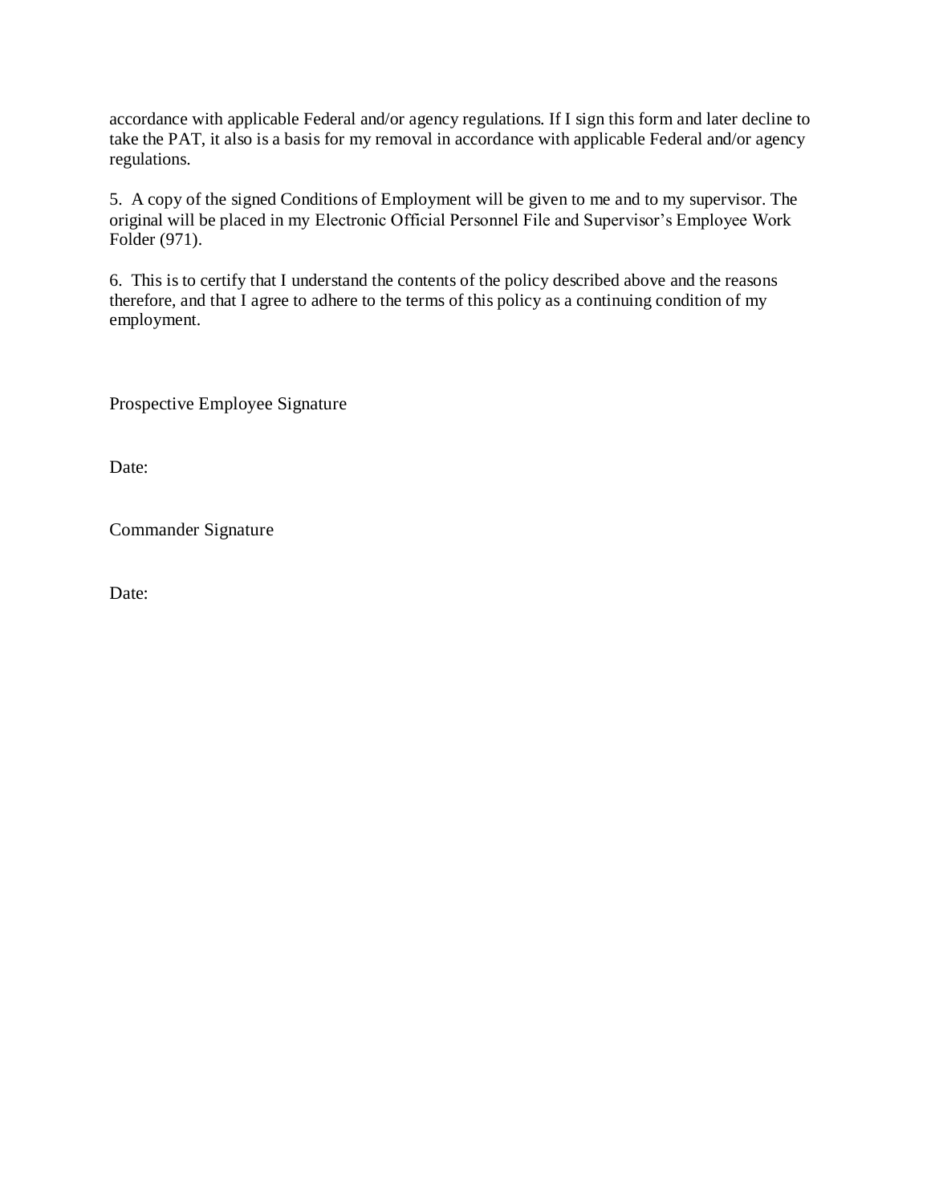accordance with applicable Federal and/or agency regulations. If I sign this form and later decline to take the PAT, it also is a basis for my removal in accordance with applicable Federal and/or agency regulations.

5. A copy of the signed Conditions of Employment will be given to me and to my supervisor. The original will be placed in my Electronic Official Personnel File and Supervisor's Employee Work Folder (971).

6. This is to certify that I understand the contents of the policy described above and the reasons therefore, and that I agree to adhere to the terms of this policy as a continuing condition of my employment.

Prospective Employee Signature

Date:

Commander Signature

Date: